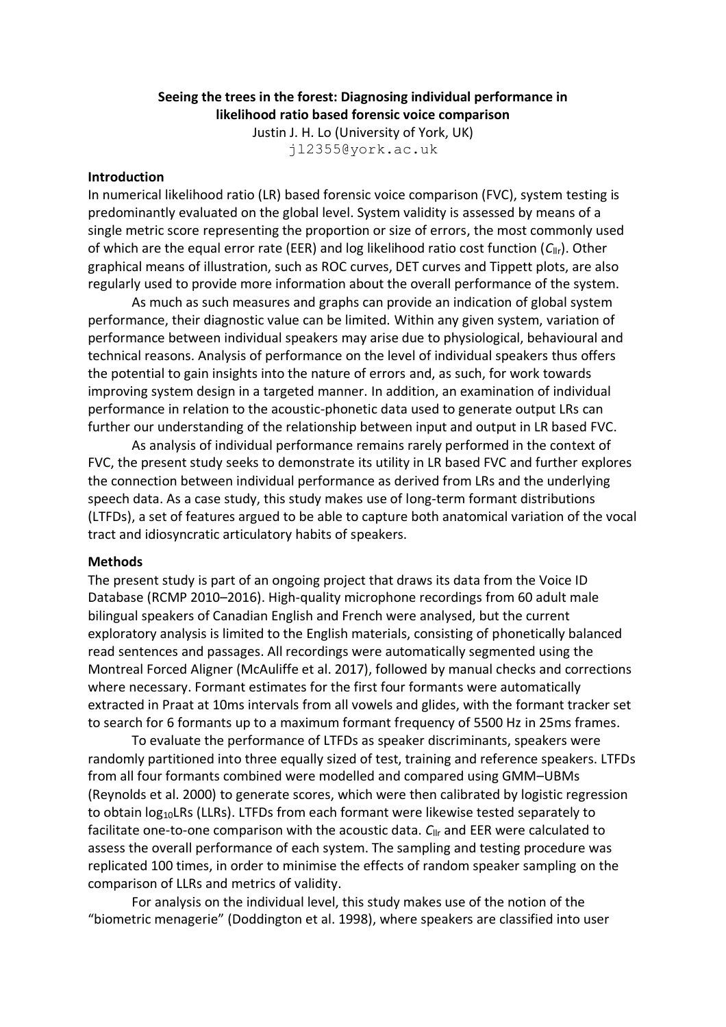**Seeing the trees in the forest: Diagnosing individual performance in likelihood ratio based forensic voice comparison**

Justin J. H. Lo (University of York, UK)

jl2355@york.ac.uk

## Introduction

In numerical likelihood ratio (LR) based forensic voice comparison (FVC), system testing is predominantly evaluated on the global level. System validity is assessed by means of a single metric score representing the proportion or size of errors, the most commonly used of which are the equal error rate (EER) and log likelihood ratio cost function ($C_{llr}$). Other graphical means of illustration, such as ROC curves, DET curves and Tippett plots, are also regularly used to provide more information about the overall performance of the system.

As much as such measures and graphs can provide an indication of global system performance, their diagnostic value can be limited. Within any given system, variation of performance between individual speakers may arise due to physiological, behavioural and technical reasons. Analysis of performance on the level of individual speakers thus offers the potential to gain insights into the nature of errors and, as such, for work towards improving system design in a targeted manner. In addition, an examination of individual performance in relation to the acoustic-phonetic data used to generate output LRs can further our understanding of the relationship between input and output in LR based FVC.

As analysis of individual performance remains rarely performed in the context of FVC, the present study seeks to demonstrate its utility in LR based FVC and further explores the connection between individual performance as derived from LRs and the underlying speech data. As a case study, this study makes use of long-term formant distributions (LTFDs), a set of features argued to be able to capture both anatomical variation of the vocal tract and idiosyncratic articulatory habits of speakers.

## Methods

The present study is part of an ongoing project that draws its data from the Voice ID Database (RCMP 2010–2016). High-quality microphone recordings from 60 adult male bilingual speakers of Canadian English and French were analysed, but the current exploratory analysis is limited to the English materials, consisting of phonetically balanced read sentences and passages. All recordings were automatically segmented using the Montreal Forced Aligner (McAuliffe et al. 2017), followed by manual checks and corrections where necessary. Formant estimates for the first four formants were automatically extracted in Praat at 10ms intervals from all vowels and glides, with the formant tracker set to search for 6 formants up to a maximum formant frequency of 5500 Hz in 25ms frames.

To evaluate the performance of LTFDs as speaker discriminants, speakers were randomly partitioned into three equally sized of test, training and reference speakers. LTFDs from all four formants combined were modelled and compared using GMM–UBMs (Reynolds et al. 2000) to generate scores, which were then calibrated by logistic regression to obtain $\log_{10}$LRs (LLRs). LTFDs from each formant were likewise tested separately to facilitate one-to-one comparison with the acoustic data. $C_{llr}$ and EER were calculated to assess the overall performance of each system. The sampling and testing procedure was replicated 100 times, in order to minimise the effects of random speaker sampling on the comparison of LLRs and metrics of validity.

For analysis on the individual level, this study makes use of the notion of the "biometric menagerie" (Doddington et al. 1998), where speakers are classified into user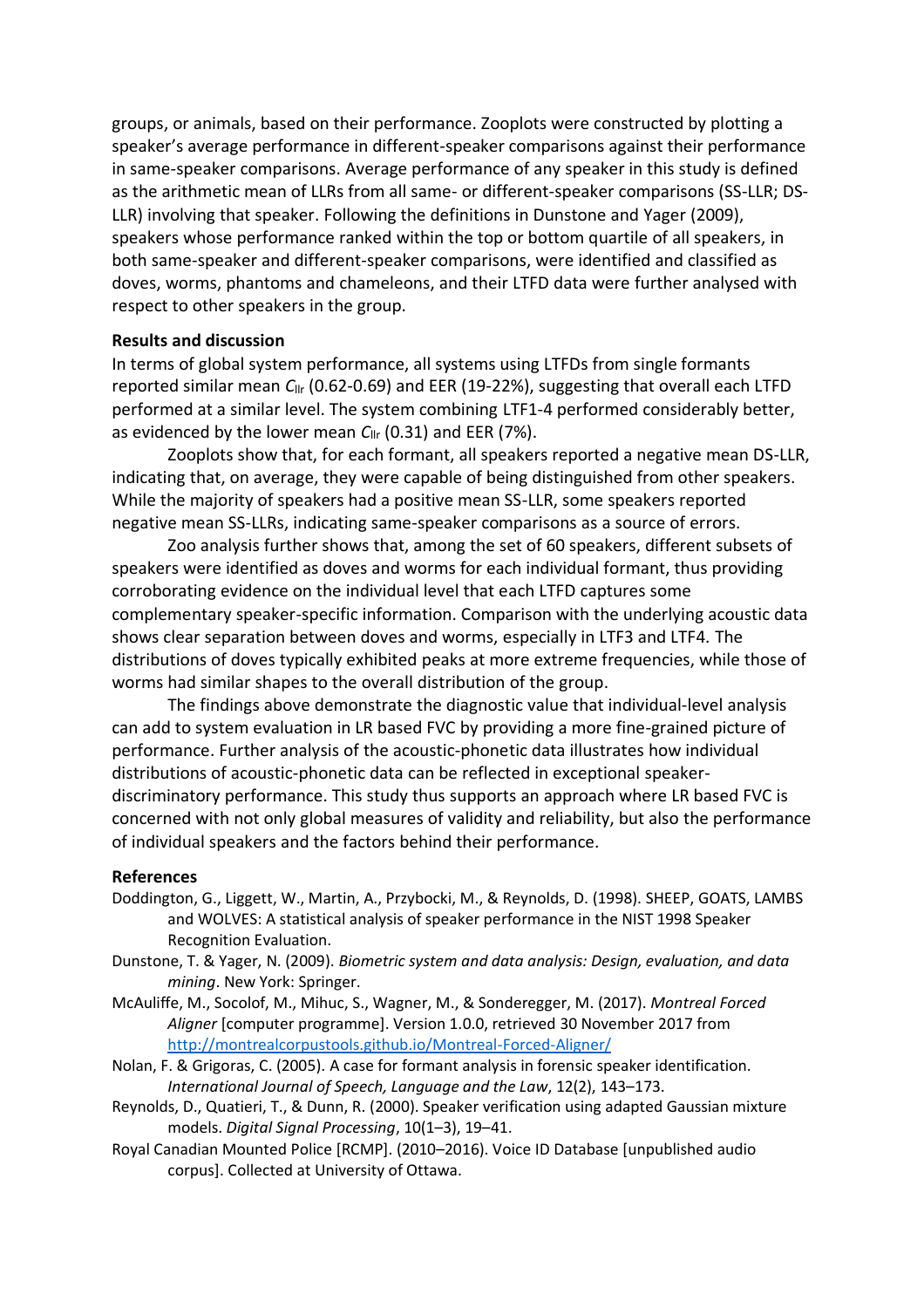groups, or animals, based on their performance. Zooplots were constructed by plotting a speaker's average performance in different-speaker comparisons against their performance in same-speaker comparisons. Average performance of any speaker in this study is defined as the arithmetic mean of LLRs from all same- or different-speaker comparisons (SS-LLR; DS-LLR) involving that speaker. Following the definitions in Dunstone and Yager (2009), speakers whose performance ranked within the top or bottom quartile of all speakers, in both same-speaker and different-speaker comparisons, were identified and classified as doves, worms, phantoms and chameleons, and their LTFD data were further analysed with respect to other speakers in the group.

**Results and discussion**

In terms of global system performance, all systems using LTFDs from single formants reported similar mean $C_{llr}$ (0.62-0.69) and EER (19-22%), suggesting that overall each LTFD performed at a similar level. The system combining LTF1-4 performed considerably better, as evidenced by the lower mean $C_{llr}$ (0.31) and EER (7%).

Zooplots show that, for each formant, all speakers reported a negative mean DS-LLR, indicating that, on average, they were capable of being distinguished from other speakers. While the majority of speakers had a positive mean SS-LLR, some speakers reported negative mean SS-LLRs, indicating same-speaker comparisons as a source of errors.

Zoo analysis further shows that, among the set of 60 speakers, different subsets of speakers were identified as doves and worms for each individual formant, thus providing corroborating evidence on the individual level that each LTFD captures some complementary speaker-specific information. Comparison with the underlying acoustic data shows clear separation between doves and worms, especially in LTF3 and LTF4. The distributions of doves typically exhibited peaks at more extreme frequencies, while those of worms had similar shapes to the overall distribution of the group.

The findings above demonstrate the diagnostic value that individual-level analysis can add to system evaluation in LR based FVC by providing a more fine-grained picture of performance. Further analysis of the acoustic-phonetic data illustrates how individual distributions of acoustic-phonetic data can be reflected in exceptional speaker-discriminatory performance. This study thus supports an approach where LR based FVC is concerned with not only global measures of validity and reliability, but also the performance of individual speakers and the factors behind their performance.

**References**

Doddington, G., Liggett, W., Martin, A., Przybocki, M., & Reynolds, D. (1998). SHEEP, GOATS, LAMBS and WOLVES: A statistical analysis of speaker performance in the NIST 1998 Speaker Recognition Evaluation.

Dunstone, T. & Yager, N. (2009). *Biometric system and data analysis: Design, evaluation, and data mining*. New York: Springer.

McAuliffe, M., Socolof, M., Mihuc, S., Wagner, M., & Sonderegger, M. (2017). *Montreal Forced Aligner* [computer programme]. Version 1.0.0, retrieved 30 November 2017 from http://montrealcorpustools.github.io/Montreal-Forced-Aligner/

Nolan, F. & Grigoras, C. (2005). A case for formant analysis in forensic speaker identification. *International Journal of Speech, Language and the Law*, 12(2), 143–173.

Reynolds, D., Quatieri, T., & Dunn, R. (2000). Speaker verification using adapted Gaussian mixture models. *Digital Signal Processing*, 10(1–3), 19–41.

Royal Canadian Mounted Police [RCMP]. (2010–2016). Voice ID Database [unpublished audio corpus]. Collected at University of Ottawa.